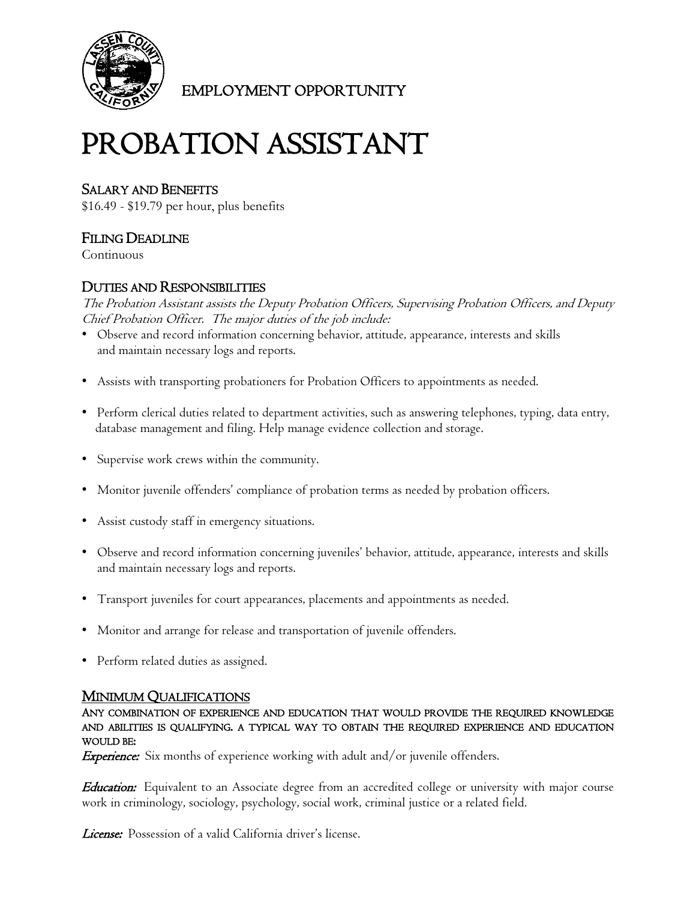EMPLOYMENT OPPORTUNITY

# PROBATION ASSISTANT

## SALARY AND BENEFITS

$16.49 - $19.79 per hour, plus benefits

## FILING DEADLINE

Continuous

## DUTIES AND RESPONSIBILITIES

*The Probation Assistant assists the Deputy Probation Officers, Supervising Probation Officers, and Deputy Chief Probation Officer. The major duties of the job include:*

- Observe and record information concerning behavior, attitude, appearance, interests and skills and maintain necessary logs and reports.
- Assists with transporting probationers for Probation Officers to appointments as needed.
- Perform clerical duties related to department activities, such as answering telephones, typing, data entry, database management and filing. Help manage evidence collection and storage.
- Supervise work crews within the community.
- Monitor juvenile offenders' compliance of probation terms as needed by probation officers.
- Assist custody staff in emergency situations.
- Observe and record information concerning juveniles' behavior, attitude, appearance, interests and skills and maintain necessary logs and reports.
- Transport juveniles for court appearances, placements and appointments as needed.
- Monitor and arrange for release and transportation of juvenile offenders.
- Perform related duties as assigned.

## MINIMUM QUALIFICATIONS

ANY COMBINATION OF EXPERIENCE AND EDUCATION THAT WOULD PROVIDE THE REQUIRED KNOWLEDGE AND ABILITIES IS QUALIFYING. A TYPICAL WAY TO OBTAIN THE REQUIRED EXPERIENCE AND EDUCATION WOULD BE:

***Experience:*** Six months of experience working with adult and/or juvenile offenders.

***Education:*** Equivalent to an Associate degree from an accredited college or university with major course work in criminology, sociology, psychology, social work, criminal justice or a related field.

***License:*** Possession of a valid California driver's license.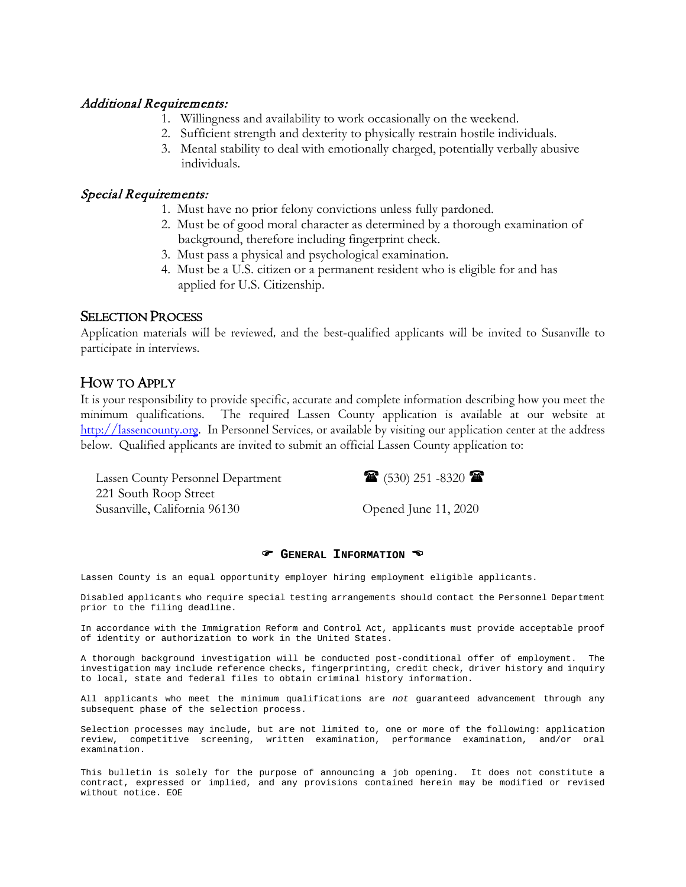*Additional Requirements:*

1. Willingness and availability to work occasionally on the weekend.
2. Sufficient strength and dexterity to physically restrain hostile individuals.
3. Mental stability to deal with emotionally charged, potentially verbally abusive individuals.

*Special Requirements:*

1. Must have no prior felony convictions unless fully pardoned.
2. Must be of good moral character as determined by a thorough examination of background, therefore including fingerprint check.
3. Must pass a physical and psychological examination.
4. Must be a U.S. citizen or a permanent resident who is eligible for and has applied for U.S. Citizenship.

## SELECTION PROCESS

Application materials will be reviewed, and the best-qualified applicants will be invited to Susanville to participate in interviews.

## HOW TO APPLY

It is your responsibility to provide specific, accurate and complete information describing how you meet the minimum qualifications. The required Lassen County application is available at our website at http://lassencounty.org. In Personnel Services, or available by visiting our application center at the address below. Qualified applicants are invited to submit an official Lassen County application to:

Lassen County Personnel Department
221 South Roop Street
Susanville, California 96130

☎ (530) 251 -8320 ☎

Opened June 11, 2020

### ☛ GENERAL INFORMATION ☚

Lassen County is an equal opportunity employer hiring employment eligible applicants.

Disabled applicants who require special testing arrangements should contact the Personnel Department prior to the filing deadline.

In accordance with the Immigration Reform and Control Act, applicants must provide acceptable proof of identity or authorization to work in the United States.

A thorough background investigation will be conducted post-conditional offer of employment. The investigation may include reference checks, fingerprinting, credit check, driver history and inquiry to local, state and federal files to obtain criminal history information.

All applicants who meet the minimum qualifications are *not* guaranteed advancement through any subsequent phase of the selection process.

Selection processes may include, but are not limited to, one or more of the following: application review, competitive screening, written examination, performance examination, and/or oral examination.

This bulletin is solely for the purpose of announcing a job opening. It does not constitute a contract, expressed or implied, and any provisions contained herein may be modified or revised without notice. EOE